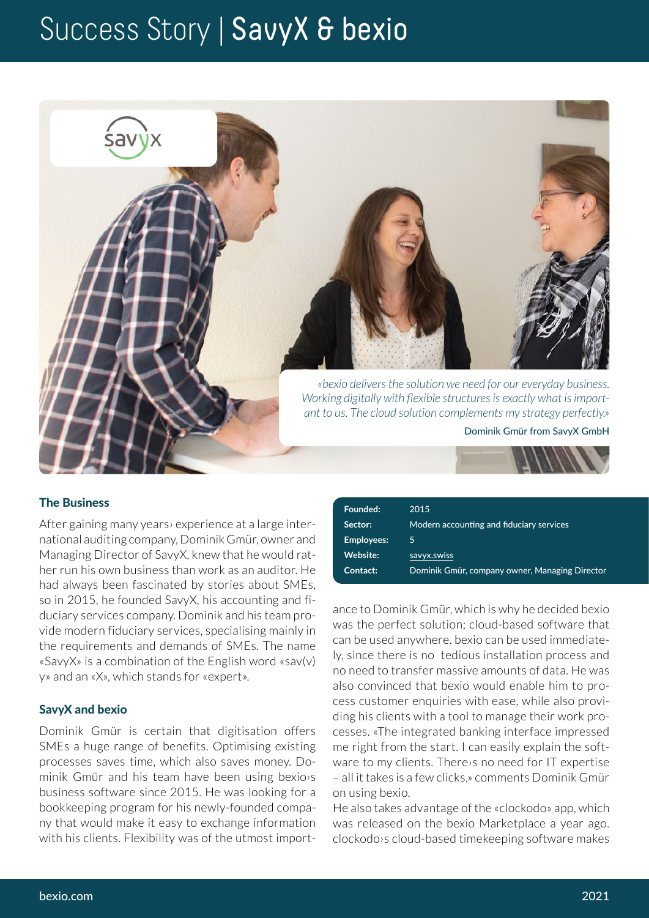# Success Story | SavyX & bexio

savyx

*«bexio delivers the solution we need for our everyday business. Working digitally with flexible structures is exactly what is important to us. The cloud solution complements my strategy perfectly.»*

Dominik Gmür from SavyX GmbH

| | |
|---|---|
| **Founded:** | 2015 |
| **Sector:** | Modern accounting and fiduciary services |
| **Employees:** | 5 |
| **Website:** | savyx.swiss |
| **Contact:** | Dominik Gmür, company owner, Managing Director |

## The Business

After gaining many years› experience at a large international auditing company, Dominik Gmür, owner and Managing Director of SavyX, knew that he would rather run his own business than work as an auditor. He had always been fascinated by stories about SMEs, so in 2015, he founded SavyX, his accounting and fiduciary services company. Dominik and his team provide modern fiduciary services, specialising mainly in the requirements and demands of SMEs. The name «SavyX» is a combination of the English word «sav(v)y» and an «X», which stands for «expert».

## SavyX and bexio

Dominik Gmür is certain that digitisation offers SMEs a huge range of benefits. Optimising existing processes saves time, which also saves money. Dominik Gmür and his team have been using bexio›s business software since 2015. He was looking for a bookkeeping program for his newly-founded company that would make it easy to exchange information with his clients. Flexibility was of the utmost importance to Dominik Gmür, which is why he decided bexio was the perfect solution; cloud-based software that can be used anywhere. bexio can be used immediately, since there is no tedious installation process and no need to transfer massive amounts of data. He was also convinced that bexio would enable him to process customer enquiries with ease, while also providing his clients with a tool to manage their work processes. «The integrated banking interface impressed me right from the start. I can easily explain the software to my clients. There›s no need for IT expertise – all it takes is a few clicks,» comments Dominik Gmür on using bexio.

He also takes advantage of the «clockodo» app, which was released on the bexio Marketplace a year ago. clockodo›s cloud-based timekeeping software makes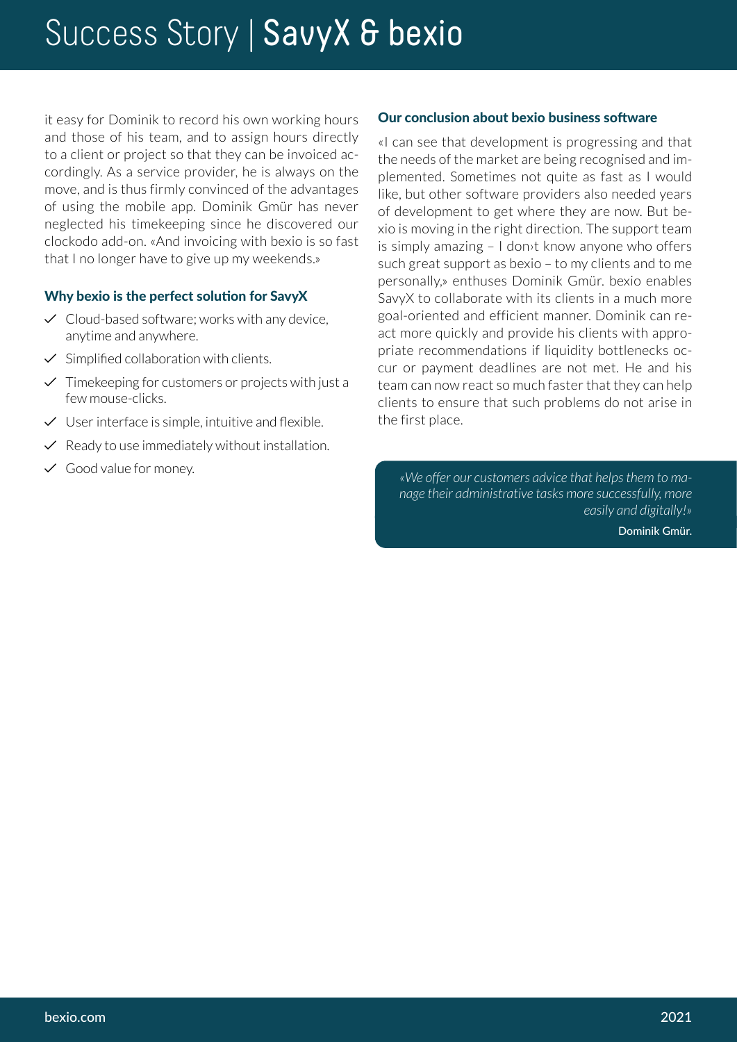it easy for Dominik to record his own working hours and those of his team, and to assign hours directly to a client or project so that they can be invoiced accordingly. As a service provider, he is always on the move, and is thus firmly convinced of the advantages of using the mobile app. Dominik Gmür has never neglected his timekeeping since he discovered our clockodo add-on. «And invoicing with bexio is so fast that I no longer have to give up my weekends.»

### Why bexio is the perfect solution for SavyX

- ✓ Cloud-based software; works with any device, anytime and anywhere.
- ✓ Simplified collaboration with clients.
- ✓ Timekeeping for customers or projects with just a few mouse-clicks.
- ✓ User interface is simple, intuitive and flexible.
- ✓ Ready to use immediately without installation.
- ✓ Good value for money.

### Our conclusion about bexio business software

«I can see that development is progressing and that the needs of the market are being recognised and implemented. Sometimes not quite as fast as I would like, but other software providers also needed years of development to get where they are now. But bexio is moving in the right direction. The support team is simply amazing – I don›t know anyone who offers such great support as bexio – to my clients and to me personally,» enthuses Dominik Gmür. bexio enables SavyX to collaborate with its clients in a much more goal-oriented and efficient manner. Dominik can react more quickly and provide his clients with appropriate recommendations if liquidity bottlenecks occur or payment deadlines are not met. He and his team can now react so much faster that they can help clients to ensure that such problems do not arise in the first place.

> *«We offer our customers advice that helps them to manage their administrative tasks more successfully, more easily and digitally!»*
>
> Dominik Gmür.